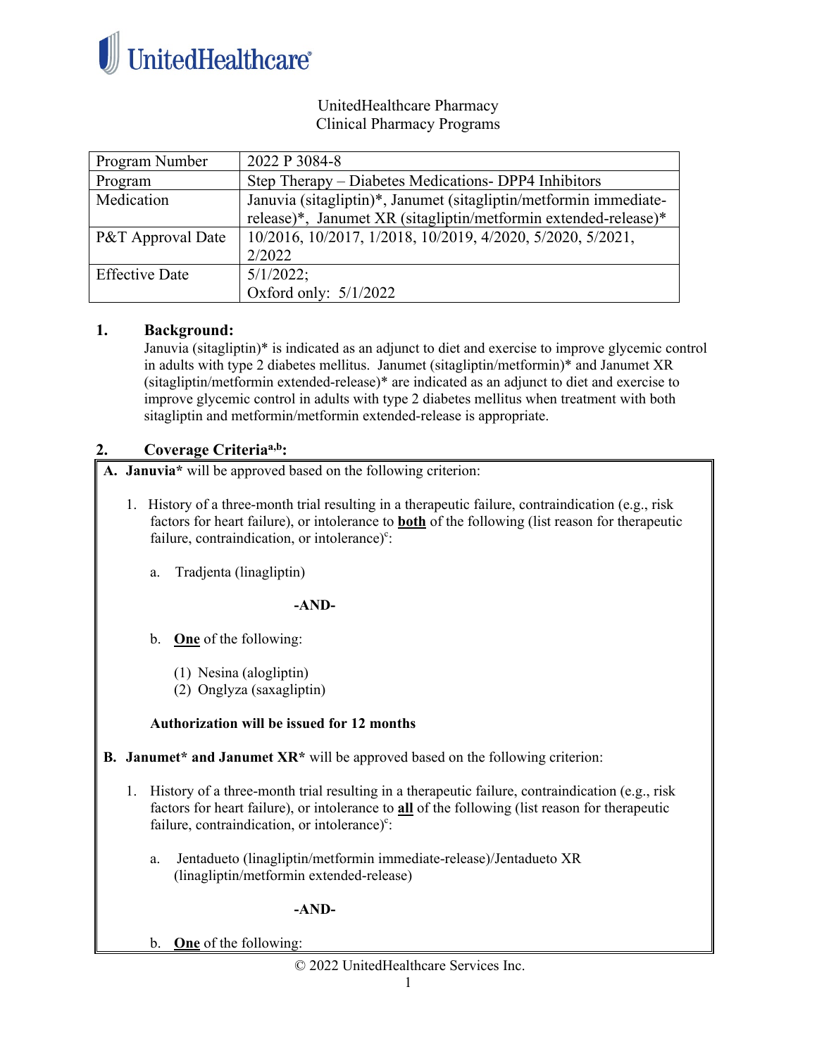UnitedHealthcare Pharmacy
Clinical Pharmacy Programs

| Program Number | 2022 P 3084-8 |
| --- | --- |
| Program | Step Therapy – Diabetes Medications- DPP4 Inhibitors |
| Medication | Januvia (sitagliptin)*, Janumet (sitagliptin/metformin immediate-release)*, Janumet XR (sitagliptin/metformin extended-release)* |
| P&T Approval Date | 10/2016, 10/2017, 1/2018, 10/2019, 4/2020, 5/2020, 5/2021, 2/2022 |
| Effective Date | 5/1/2022; Oxford only: 5/1/2022 |

## 1. Background:

Januvia (sitagliptin)* is indicated as an adjunct to diet and exercise to improve glycemic control in adults with type 2 diabetes mellitus. Janumet (sitagliptin/metformin)* and Janumet XR (sitagliptin/metformin extended-release)* are indicated as an adjunct to diet and exercise to improve glycemic control in adults with type 2 diabetes mellitus when treatment with both sitagliptin and metformin/metformin extended-release is appropriate.

## 2. Coverage Criteria[a,b]:

**A. Januvia*** will be approved based on the following criterion:

1. History of a three-month trial resulting in a therapeutic failure, contraindication (e.g., risk factors for heart failure), or intolerance to **both** of the following (list reason for therapeutic failure, contraindication, or intolerance)[c]:

   a. Tradjenta (linagliptin)

   **-AND-**

   b. **One** of the following:

      (1) Nesina (alogliptin)
      (2) Onglyza (saxagliptin)

   **Authorization will be issued for 12 months**

**B. Janumet* and Janumet XR*** will be approved based on the following criterion:

1. History of a three-month trial resulting in a therapeutic failure, contraindication (e.g., risk factors for heart failure), or intolerance to **all** of the following (list reason for therapeutic failure, contraindication, or intolerance)[c]:

   a. Jentadueto (linagliptin/metformin immediate-release)/Jentadueto XR (linagliptin/metformin extended-release)

   **-AND-**

   b. **One** of the following:

© 2022 UnitedHealthcare Services Inc.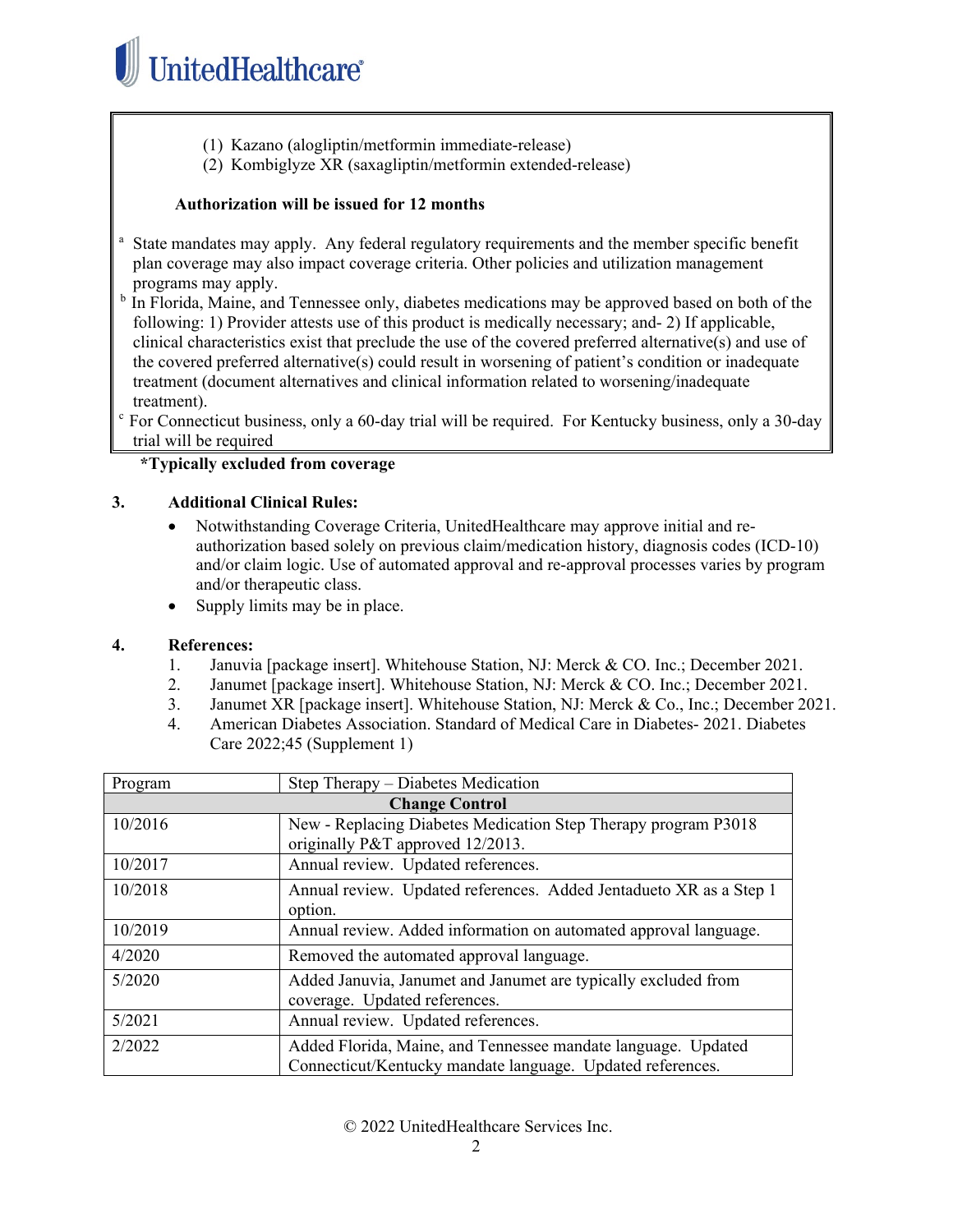(1) Kazano (alogliptin/metformin immediate-release)
(2) Kombiglyze XR (saxagliptin/metformin extended-release)

**Authorization will be issued for 12 months**

[a] State mandates may apply. Any federal regulatory requirements and the member specific benefit plan coverage may also impact coverage criteria. Other policies and utilization management programs may apply.

[b] In Florida, Maine, and Tennessee only, diabetes medications may be approved based on both of the following: 1) Provider attests use of this product is medically necessary; and- 2) If applicable, clinical characteristics exist that preclude the use of the covered preferred alternative(s) and use of the covered preferred alternative(s) could result in worsening of patient's condition or inadequate treatment (document alternatives and clinical information related to worsening/inadequate treatment).

[c] For Connecticut business, only a 60-day trial will be required. For Kentucky business, only a 30-day trial will be required

**\*Typically excluded from coverage**

## 3. Additional Clinical Rules:

- Notwithstanding Coverage Criteria, UnitedHealthcare may approve initial and re-authorization based solely on previous claim/medication history, diagnosis codes (ICD-10) and/or claim logic. Use of automated approval and re-approval processes varies by program and/or therapeutic class.
- Supply limits may be in place.

## 4. References:

1. Januvia [package insert]. Whitehouse Station, NJ: Merck & CO. Inc.; December 2021.
2. Janumet [package insert]. Whitehouse Station, NJ: Merck & CO. Inc.; December 2021.
3. Janumet XR [package insert]. Whitehouse Station, NJ: Merck & Co., Inc.; December 2021.
4. American Diabetes Association. Standard of Medical Care in Diabetes- 2021. Diabetes Care 2022;45 (Supplement 1)

| Program | Step Therapy – Diabetes Medication |
|---|---|
| **Change Control** | |
| 10/2016 | New - Replacing Diabetes Medication Step Therapy program P3018 originally P&T approved 12/2013. |
| 10/2017 | Annual review. Updated references. |
| 10/2018 | Annual review. Updated references. Added Jentadueto XR as a Step 1 option. |
| 10/2019 | Annual review. Added information on automated approval language. |
| 4/2020 | Removed the automated approval language. |
| 5/2020 | Added Januvia, Janumet and Janumet are typically excluded from coverage. Updated references. |
| 5/2021 | Annual review. Updated references. |
| 2/2022 | Added Florida, Maine, and Tennessee mandate language. Updated Connecticut/Kentucky mandate language. Updated references. |

© 2022 UnitedHealthcare Services Inc.